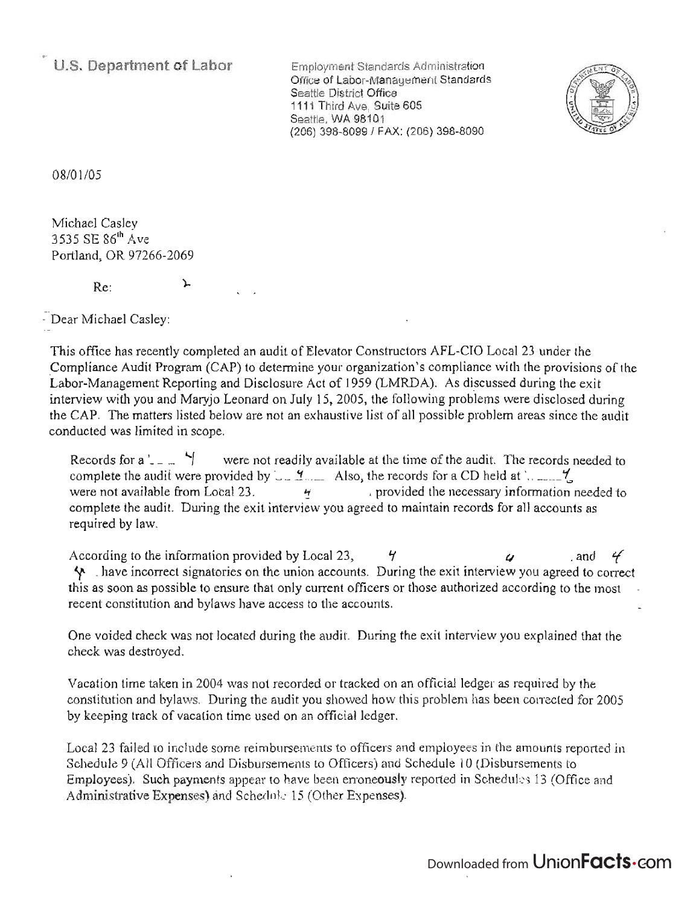**U.S. Department of Labor**

Employment Standards Administration
Office of Labor-Management Standards
Seattle District Office
1111 Third Ave, Suite 605
Seattle, WA 98101
(206) 398-8099 / FAX: (206) 398-8090

08/01/05

Michael Casley
3535 SE 86th Ave
Portland, OR 97266-2069

Re:

Dear Michael Casley:

This office has recently completed an audit of Elevator Constructors AFL-CIO Local 23 under the Compliance Audit Program (CAP) to determine your organization's compliance with the provisions of the Labor-Management Reporting and Disclosure Act of 1959 (LMRDA). As discussed during the exit interview with you and Maryjo Leonard on July 15, 2005, the following problems were disclosed during the CAP. The matters listed below are not an exhaustive list of all possible problem areas since the audit conducted was limited in scope.

Records for a ______ were not readily available at the time of the audit. The records needed to complete the audit were provided by ______ Also, the records for a CD held at ______ were not available from Local 23. ______ provided the necessary information needed to complete the audit. During the exit interview you agreed to maintain records for all accounts as required by law.

According to the information provided by Local 23, ______, and ______ have incorrect signatories on the union accounts. During the exit interview you agreed to correct this as soon as possible to ensure that only current officers or those authorized according to the most recent constitution and bylaws have access to the accounts.

One voided check was not located during the audit. During the exit interview you explained that the check was destroyed.

Vacation time taken in 2004 was not recorded or tracked on an official ledger as required by the constitution and bylaws. During the audit you showed how this problem has been corrected for 2005 by keeping track of vacation time used on an official ledger.

Local 23 failed to include some reimbursements to officers and employees in the amounts reported in Schedule 9 (All Officers and Disbursements to Officers) and Schedule 10 (Disbursements to Employees). Such payments appear to have been erroneously reported in Schedules 13 (Office and Administrative Expenses) and Schedule 15 (Other Expenses).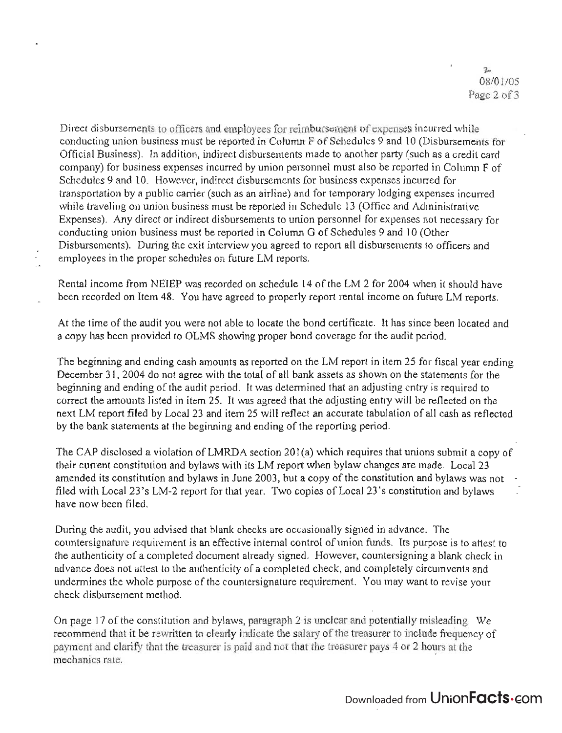Direct disbursements to officers and employees for reimbursement of expenses incurred while conducting union business must be reported in Column F of Schedules 9 and 10 (Disbursements for Official Business). In addition, indirect disbursements made to another party (such as a credit card company) for business expenses incurred by union personnel must also be reported in Column F of Schedules 9 and 10. However, indirect disbursements for business expenses incurred for transportation by a public carrier (such as an airline) and for temporary lodging expenses incurred while traveling on union business must be reported in Schedule 13 (Office and Administrative Expenses). Any direct or indirect disbursements to union personnel for expenses not necessary for conducting union business must be reported in Column G of Schedules 9 and 10 (Other Disbursements). During the exit interview you agreed to report all disbursements to officers and employees in the proper schedules on future LM reports.

Rental income from NEIEP was recorded on schedule 14 of the LM 2 for 2004 when it should have been recorded on Item 48. You have agreed to properly report rental income on future LM reports.

At the time of the audit you were not able to locate the bond certificate. It has since been located and a copy has been provided to OLMS showing proper bond coverage for the audit period.

The beginning and ending cash amounts as reported on the LM report in item 25 for fiscal year ending December 31, 2004 do not agree with the total of all bank assets as shown on the statements for the beginning and ending of the audit period. It was determined that an adjusting entry is required to correct the amounts listed in item 25. It was agreed that the adjusting entry will be reflected on the next LM report filed by Local 23 and item 25 will reflect an accurate tabulation of all cash as reflected by the bank statements at the beginning and ending of the reporting period.

The CAP disclosed a violation of LMRDA section 201(a) which requires that unions submit a copy of their current constitution and bylaws with its LM report when bylaw changes are made. Local 23 amended its constitution and bylaws in June 2003, but a copy of the constitution and bylaws was not filed with Local 23's LM-2 report for that year. Two copies of Local 23's constitution and bylaws have now been filed.

During the audit, you advised that blank checks are occasionally signed in advance. The countersignature requirement is an effective internal control of union funds. Its purpose is to attest to the authenticity of a completed document already signed. However, countersigning a blank check in advance does not attest to the authenticity of a completed check, and completely circumvents and undermines the whole purpose of the countersignature requirement. You may want to revise your check disbursement method.

On page 17 of the constitution and bylaws, paragraph 2 is unclear and potentially misleading. We recommend that it be rewritten to clearly indicate the salary of the treasurer to include frequency of payment and clarify that the treasurer is paid and not that the treasurer pays 4 or 2 hours at the mechanics rate.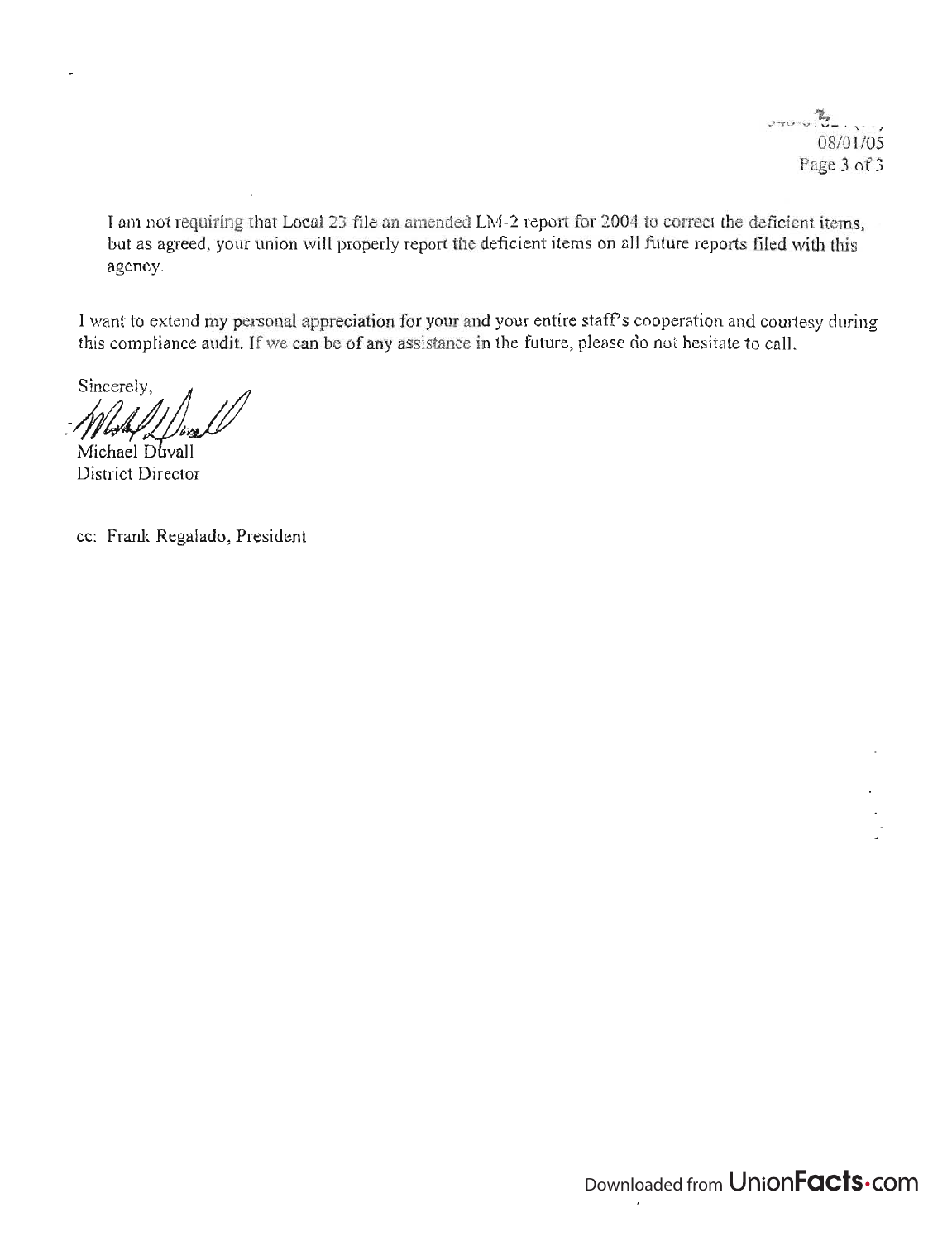I am not requiring that Local 23 file an amended LM-2 report for 2004 to correct the deficient items, but as agreed, your union will properly report the deficient items on all future reports filed with this agency.

I want to extend my personal appreciation for your and your entire staff's cooperation and courtesy during this compliance audit. If we can be of any assistance in the future, please do not hesitate to call.

Sincerely,

Michael Duvall
District Director

cc: Frank Regalado, President